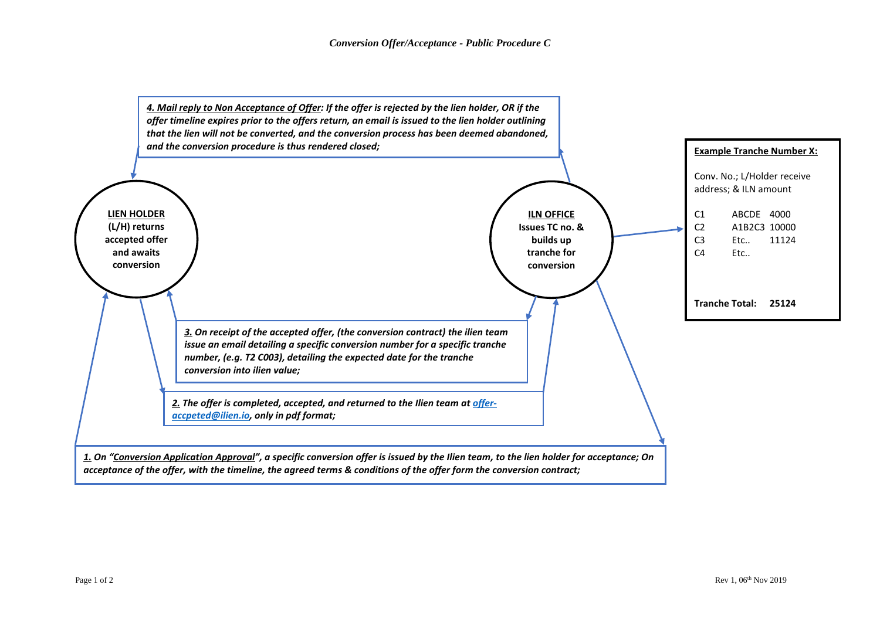*Conversion Offer/Acceptance - Public Procedure C*

***4. Mail reply to Non Acceptance of Offer:** If the offer is rejected by the lien holder, OR if the offer timeline expires prior to the offers return, an email is issued to the lien holder outlining that the lien will not be converted, and the conversion process has been deemed abandoned, and the conversion procedure is thus rendered closed;*

**LIEN HOLDER**
**(L/H) returns accepted offer and awaits conversion**

**ILN OFFICE**
**Issues TC no. & builds up tranche for conversion**

**Example Tranche Number X:**

Conv. No.; L/Holder receive address; & ILN amount

| | | |
|---|---|---|
| C1 | ABCDE | 4000 |
| C2 | A1B2C3 | 10000 |
| C3 | Etc.. | 11124 |
| C4 | Etc.. | |

**Tranche Total: 25124**

***3.** On receipt of the accepted offer, (the conversion contract) the ilien team issue an email detailing a specific conversion number for a specific tranche number, (e.g. T2 C003), detailing the expected date for the tranche conversion into ilien value;*

***2.** The offer is completed, accepted, and returned to the Ilien team at offer-accpeted@ilien.io, only in pdf format;*

***1.** On "Conversion Application Approval", a specific conversion offer is issued by the Ilien team, to the lien holder for acceptance; On acceptance of the offer, with the timeline, the agreed terms & conditions of the offer form the conversion contract;*

Rev 1, 06th Nov 2019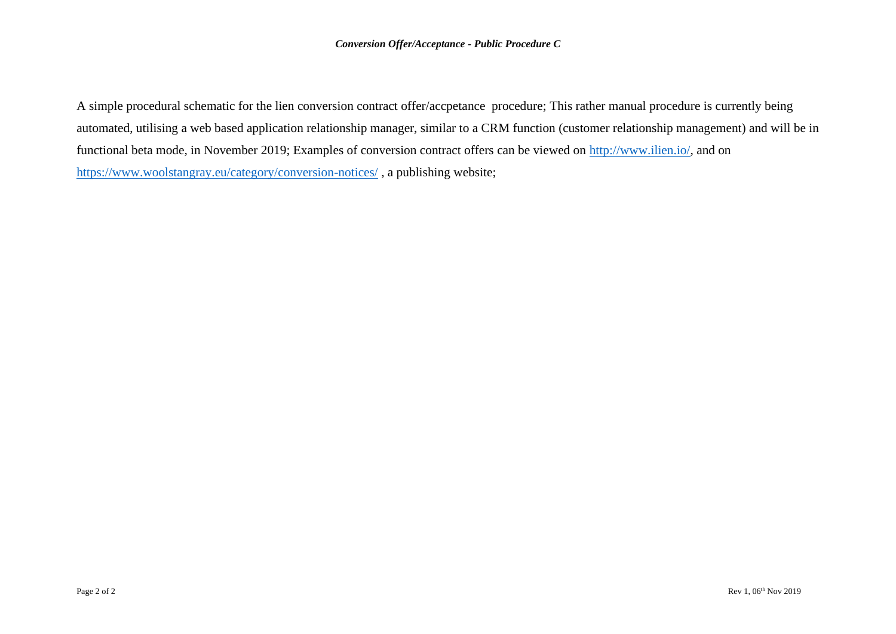A simple procedural schematic for the lien conversion contract offer/accpetance procedure; This rather manual procedure is currently being automated, utilising a web based application relationship manager, similar to a CRM function (customer relationship management) and will be in functional beta mode, in November 2019; Examples of conversion contract offers can be viewed on http://www.ilien.io/, and on https://www.woolstangray.eu/category/conversion-notices/ , a publishing website;